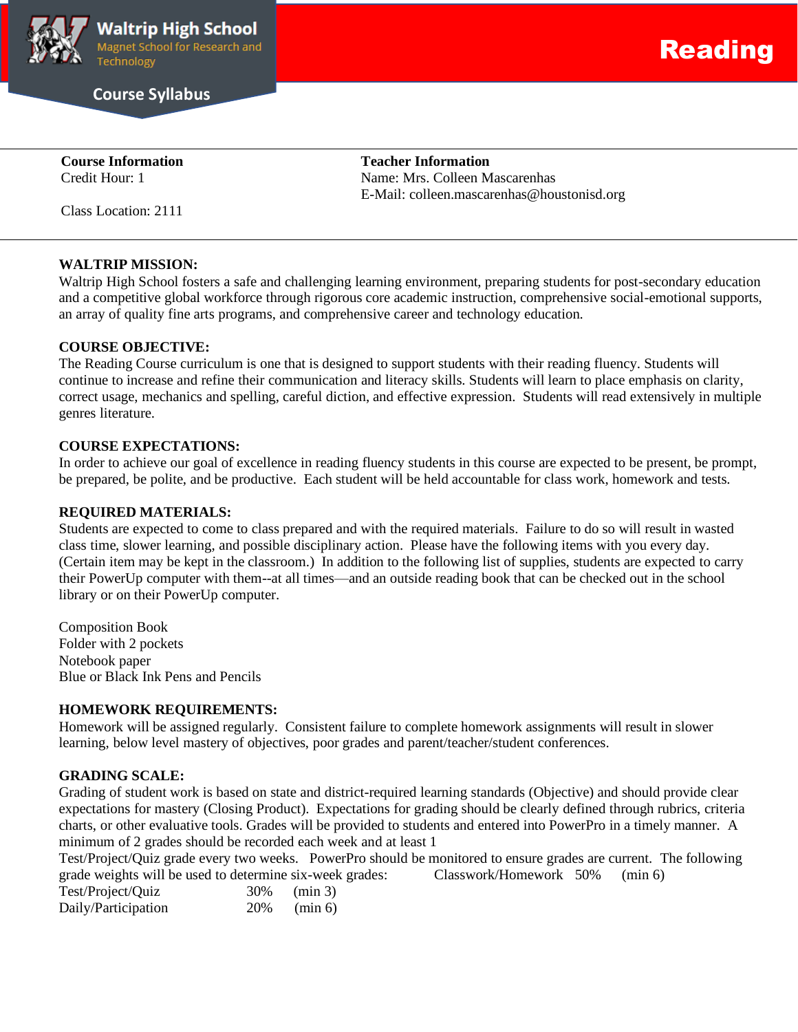# Waltrip High School

Magnet School for Research and Technology

Course Syllabus

# Reading

**Course Information**
Credit Hour: 1

Class Location: 2111

**Teacher Information**
Name: Mrs. Colleen Mascarenhas
E-Mail: colleen.mascarenhas@houstonisd.org

**WALTRIP MISSION:**
Waltrip High School fosters a safe and challenging learning environment, preparing students for post-secondary education and a competitive global workforce through rigorous core academic instruction, comprehensive social-emotional supports, an array of quality fine arts programs, and comprehensive career and technology education.

**COURSE OBJECTIVE:**
The Reading Course curriculum is one that is designed to support students with their reading fluency. Students will continue to increase and refine their communication and literacy skills. Students will learn to place emphasis on clarity, correct usage, mechanics and spelling, careful diction, and effective expression. Students will read extensively in multiple genres literature.

**COURSE EXPECTATIONS:**
In order to achieve our goal of excellence in reading fluency students in this course are expected to be present, be prompt, be prepared, be polite, and be productive. Each student will be held accountable for class work, homework and tests.

**REQUIRED MATERIALS:**
Students are expected to come to class prepared and with the required materials. Failure to do so will result in wasted class time, slower learning, and possible disciplinary action. Please have the following items with you every day. (Certain item may be kept in the classroom.) In addition to the following list of supplies, students are expected to carry their PowerUp computer with them--at all times—and an outside reading book that can be checked out in the school library or on their PowerUp computer.

Composition Book
Folder with 2 pockets
Notebook paper
Blue or Black Ink Pens and Pencils

**HOMEWORK REQUIREMENTS:**
Homework will be assigned regularly. Consistent failure to complete homework assignments will result in slower learning, below level mastery of objectives, poor grades and parent/teacher/student conferences.

**GRADING SCALE:**
Grading of student work is based on state and district-required learning standards (Objective) and should provide clear expectations for mastery (Closing Product). Expectations for grading should be clearly defined through rubrics, criteria charts, or other evaluative tools. Grades will be provided to students and entered into PowerPro in a timely manner. A minimum of 2 grades should be recorded each week and at least 1 Test/Project/Quiz grade every two weeks. PowerPro should be monitored to ensure grades are current. The following grade weights will be used to determine six-week grades:

| Category | Weight | Minimum |
|---|---|---|
| Classwork/Homework | 50% | (min 6) |
| Test/Project/Quiz | 30% | (min 3) |
| Daily/Participation | 20% | (min 6) |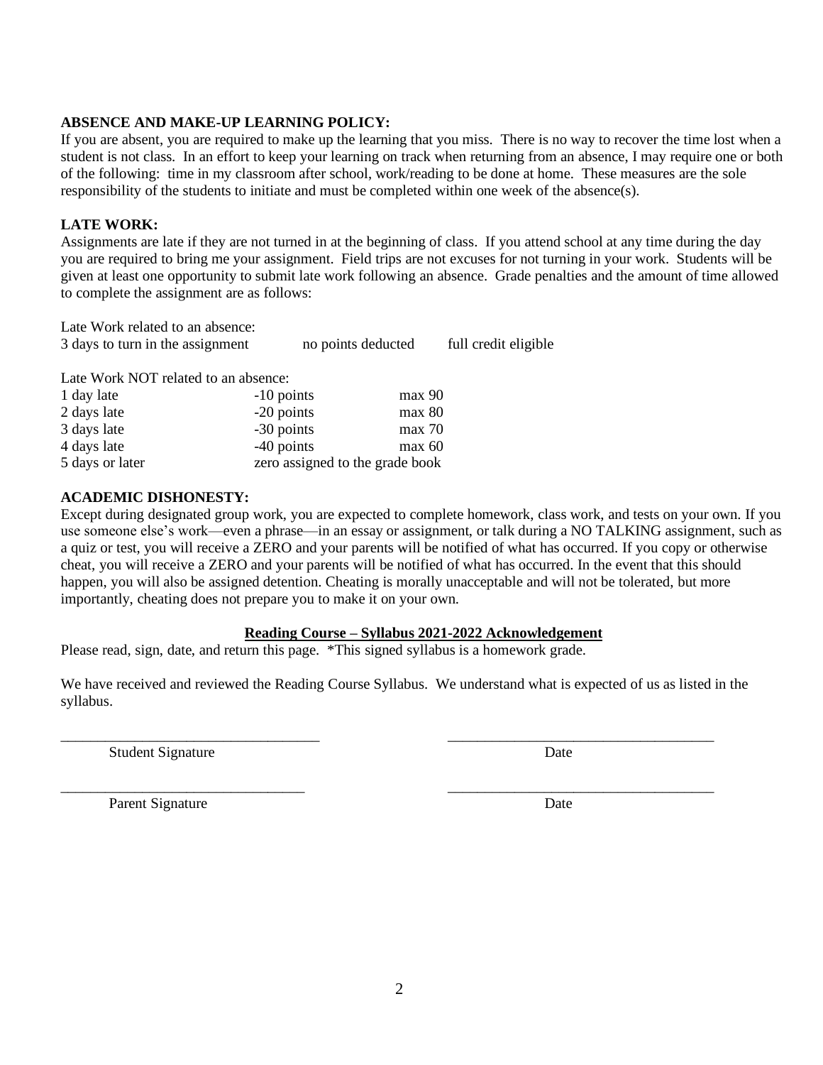**ABSENCE AND MAKE-UP LEARNING POLICY:**
If you are absent, you are required to make up the learning that you miss. There is no way to recover the time lost when a student is not class. In an effort to keep your learning on track when returning from an absence, I may require one or both of the following: time in my classroom after school, work/reading to be done at home. These measures are the sole responsibility of the students to initiate and must be completed within one week of the absence(s).

**LATE WORK:**
Assignments are late if they are not turned in at the beginning of class. If you attend school at any time during the day you are required to bring me your assignment. Field trips are not excuses for not turning in your work. Students will be given at least one opportunity to submit late work following an absence. Grade penalties and the amount of time allowed to complete the assignment are as follows:

Late Work related to an absence:

| | | |
|---|---|---|
| 3 days to turn in the assignment | no points deducted | full credit eligible |

Late Work NOT related to an absence:

| | | |
|---|---|---|
| 1 day late | -10 points | max 90 |
| 2 days late | -20 points | max 80 |
| 3 days late | -30 points | max 70 |
| 4 days late | -40 points | max 60 |
| 5 days or later | zero assigned to the grade book | |

**ACADEMIC DISHONESTY:**
Except during designated group work, you are expected to complete homework, class work, and tests on your own. If you use someone else's work—even a phrase—in an essay or assignment, or talk during a NO TALKING assignment, such as a quiz or test, you will receive a ZERO and your parents will be notified of what has occurred. If you copy or otherwise cheat, you will receive a ZERO and your parents will be notified of what has occurred. In the event that this should happen, you will also be assigned detention. Cheating is morally unacceptable and will not be tolerated, but more importantly, cheating does not prepare you to make it on your own.

**Reading Course – Syllabus 2021-2022 Acknowledgement**

Please read, sign, date, and return this page. *This signed syllabus is a homework grade.

We have received and reviewed the Reading Course Syllabus. We understand what is expected of us as listed in the syllabus.

_________________________________ _________________________________
Student Signature Date

_________________________________ _________________________________
Parent Signature Date